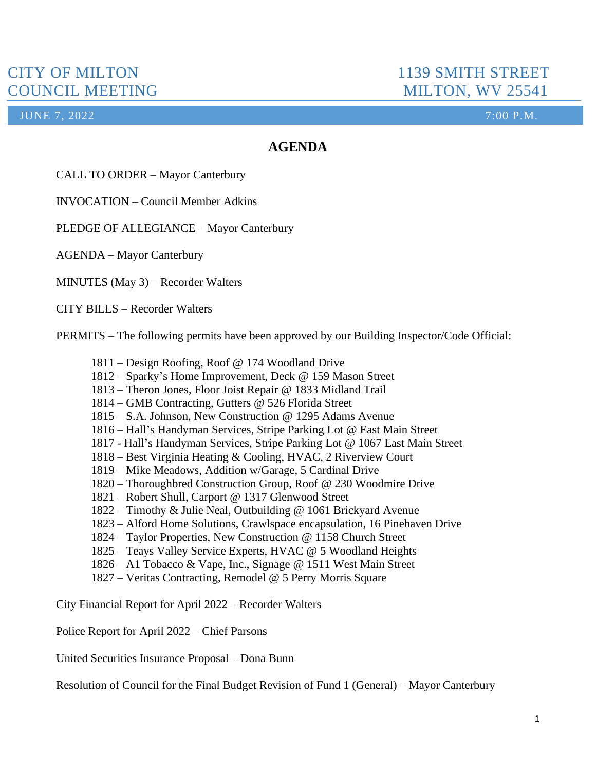CITY OF MILTON
COUNCIL MEETING

1139 SMITH STREET
MILTON, WV 25541

JUNE 7, 2022 7:00 P.M.

# AGENDA

CALL TO ORDER – Mayor Canterbury

INVOCATION – Council Member Adkins

PLEDGE OF ALLEGIANCE – Mayor Canterbury

AGENDA – Mayor Canterbury

MINUTES (May 3) – Recorder Walters

CITY BILLS – Recorder Walters

PERMITS – The following permits have been approved by our Building Inspector/Code Official:

- 1811 – Design Roofing, Roof @ 174 Woodland Drive
- 1812 – Sparky's Home Improvement, Deck @ 159 Mason Street
- 1813 – Theron Jones, Floor Joist Repair @ 1833 Midland Trail
- 1814 – GMB Contracting, Gutters @ 526 Florida Street
- 1815 – S.A. Johnson, New Construction @ 1295 Adams Avenue
- 1816 – Hall's Handyman Services, Stripe Parking Lot @ East Main Street
- 1817 - Hall's Handyman Services, Stripe Parking Lot @ 1067 East Main Street
- 1818 – Best Virginia Heating & Cooling, HVAC, 2 Riverview Court
- 1819 – Mike Meadows, Addition w/Garage, 5 Cardinal Drive
- 1820 – Thoroughbred Construction Group, Roof @ 230 Woodmire Drive
- 1821 – Robert Shull, Carport @ 1317 Glenwood Street
- 1822 – Timothy & Julie Neal, Outbuilding @ 1061 Brickyard Avenue
- 1823 – Alford Home Solutions, Crawlspace encapsulation, 16 Pinehaven Drive
- 1824 – Taylor Properties, New Construction @ 1158 Church Street
- 1825 – Teays Valley Service Experts, HVAC @ 5 Woodland Heights
- 1826 – A1 Tobacco & Vape, Inc., Signage @ 1511 West Main Street
- 1827 – Veritas Contracting, Remodel @ 5 Perry Morris Square

City Financial Report for April 2022 – Recorder Walters

Police Report for April 2022 – Chief Parsons

United Securities Insurance Proposal – Dona Bunn

Resolution of Council for the Final Budget Revision of Fund 1 (General) – Mayor Canterbury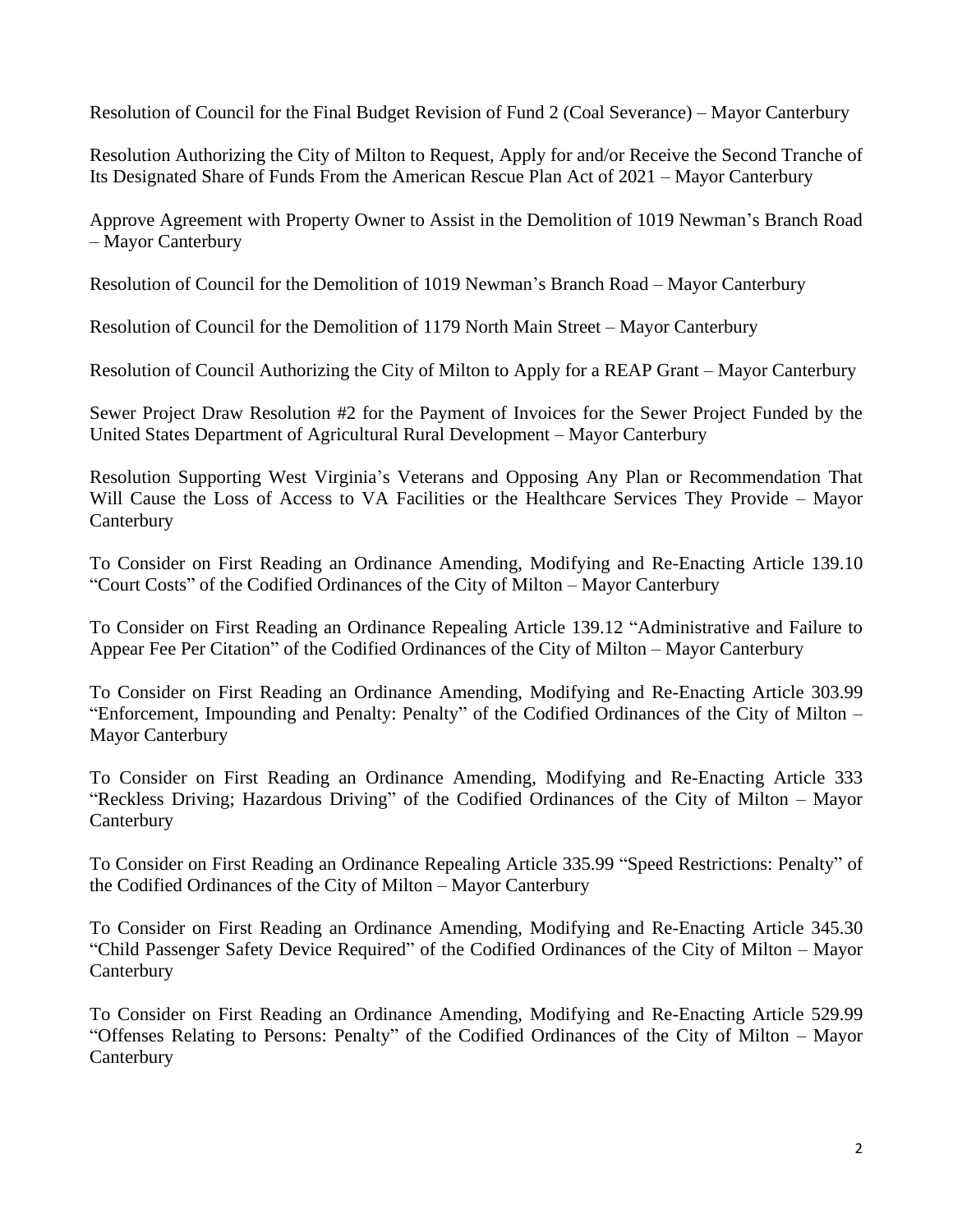Resolution of Council for the Final Budget Revision of Fund 2 (Coal Severance) – Mayor Canterbury

Resolution Authorizing the City of Milton to Request, Apply for and/or Receive the Second Tranche of Its Designated Share of Funds From the American Rescue Plan Act of 2021 – Mayor Canterbury

Approve Agreement with Property Owner to Assist in the Demolition of 1019 Newman's Branch Road – Mayor Canterbury

Resolution of Council for the Demolition of 1019 Newman's Branch Road – Mayor Canterbury

Resolution of Council for the Demolition of 1179 North Main Street – Mayor Canterbury

Resolution of Council Authorizing the City of Milton to Apply for a REAP Grant – Mayor Canterbury

Sewer Project Draw Resolution #2 for the Payment of Invoices for the Sewer Project Funded by the United States Department of Agricultural Rural Development – Mayor Canterbury

Resolution Supporting West Virginia's Veterans and Opposing Any Plan or Recommendation That Will Cause the Loss of Access to VA Facilities or the Healthcare Services They Provide – Mayor Canterbury

To Consider on First Reading an Ordinance Amending, Modifying and Re-Enacting Article 139.10 "Court Costs" of the Codified Ordinances of the City of Milton – Mayor Canterbury

To Consider on First Reading an Ordinance Repealing Article 139.12 "Administrative and Failure to Appear Fee Per Citation" of the Codified Ordinances of the City of Milton – Mayor Canterbury

To Consider on First Reading an Ordinance Amending, Modifying and Re-Enacting Article 303.99 "Enforcement, Impounding and Penalty: Penalty" of the Codified Ordinances of the City of Milton – Mayor Canterbury

To Consider on First Reading an Ordinance Amending, Modifying and Re-Enacting Article 333 "Reckless Driving; Hazardous Driving" of the Codified Ordinances of the City of Milton – Mayor Canterbury

To Consider on First Reading an Ordinance Repealing Article 335.99 "Speed Restrictions: Penalty" of the Codified Ordinances of the City of Milton – Mayor Canterbury

To Consider on First Reading an Ordinance Amending, Modifying and Re-Enacting Article 345.30 "Child Passenger Safety Device Required" of the Codified Ordinances of the City of Milton – Mayor Canterbury

To Consider on First Reading an Ordinance Amending, Modifying and Re-Enacting Article 529.99 "Offenses Relating to Persons: Penalty" of the Codified Ordinances of the City of Milton – Mayor Canterbury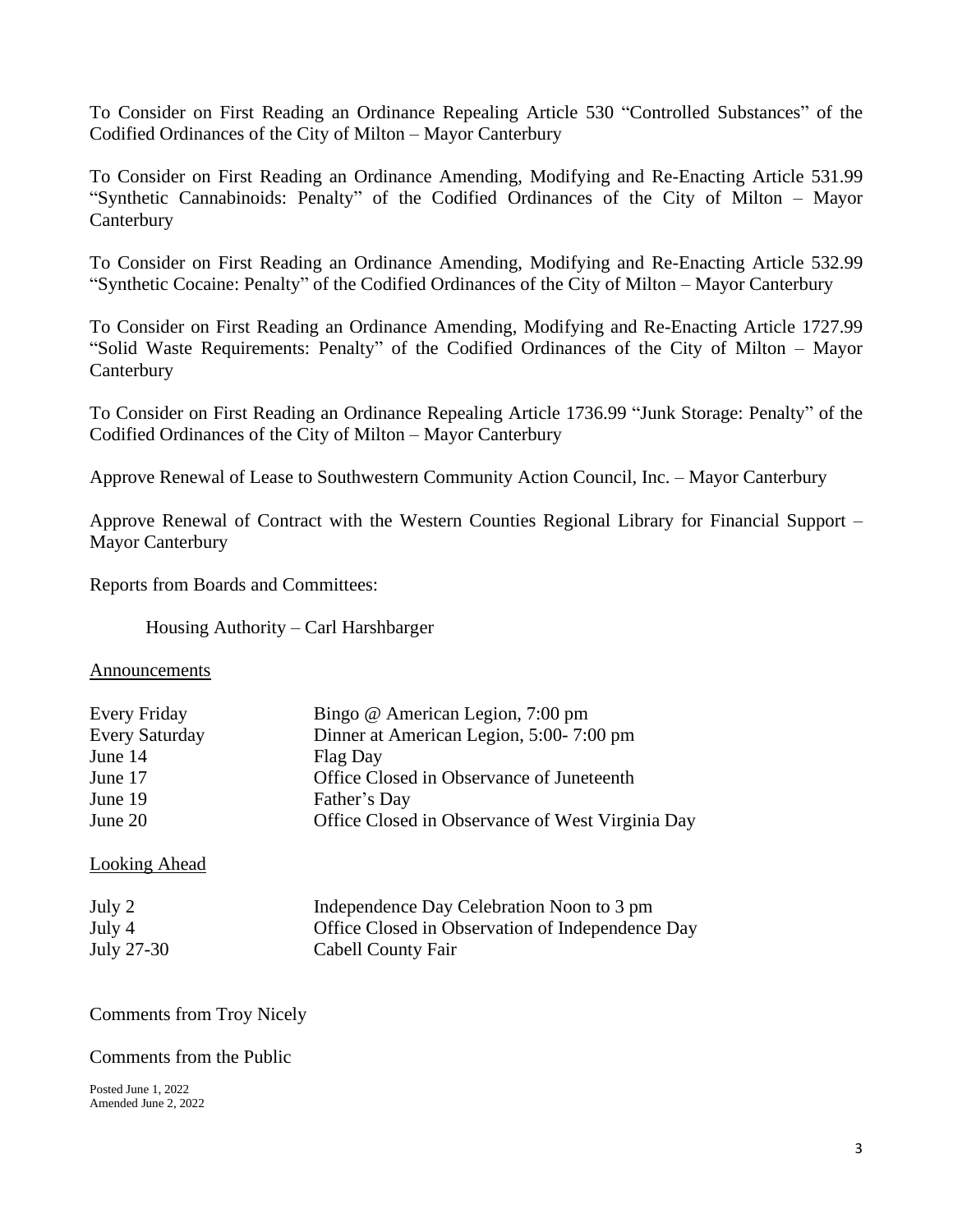To Consider on First Reading an Ordinance Repealing Article 530 "Controlled Substances" of the Codified Ordinances of the City of Milton – Mayor Canterbury

To Consider on First Reading an Ordinance Amending, Modifying and Re-Enacting Article 531.99 "Synthetic Cannabinoids: Penalty" of the Codified Ordinances of the City of Milton – Mayor Canterbury

To Consider on First Reading an Ordinance Amending, Modifying and Re-Enacting Article 532.99 "Synthetic Cocaine: Penalty" of the Codified Ordinances of the City of Milton – Mayor Canterbury

To Consider on First Reading an Ordinance Amending, Modifying and Re-Enacting Article 1727.99 "Solid Waste Requirements: Penalty" of the Codified Ordinances of the City of Milton – Mayor Canterbury

To Consider on First Reading an Ordinance Repealing Article 1736.99 "Junk Storage: Penalty" of the Codified Ordinances of the City of Milton – Mayor Canterbury

Approve Renewal of Lease to Southwestern Community Action Council, Inc. – Mayor Canterbury

Approve Renewal of Contract with the Western Counties Regional Library for Financial Support – Mayor Canterbury

Reports from Boards and Committees:

Housing Authority – Carl Harshbarger

<u>Announcements</u>

| | |
|---|---|
| Every Friday | Bingo @ American Legion, 7:00 pm |
| Every Saturday | Dinner at American Legion, 5:00- 7:00 pm |
| June 14 | Flag Day |
| June 17 | Office Closed in Observance of Juneteenth |
| June 19 | Father's Day |
| June 20 | Office Closed in Observance of West Virginia Day |

<u>Looking Ahead</u>

| | |
|---|---|
| July 2 | Independence Day Celebration Noon to 3 pm |
| July 4 | Office Closed in Observation of Independence Day |
| July 27-30 | Cabell County Fair |

Comments from Troy Nicely

Comments from the Public

Posted June 1, 2022
Amended June 2, 2022